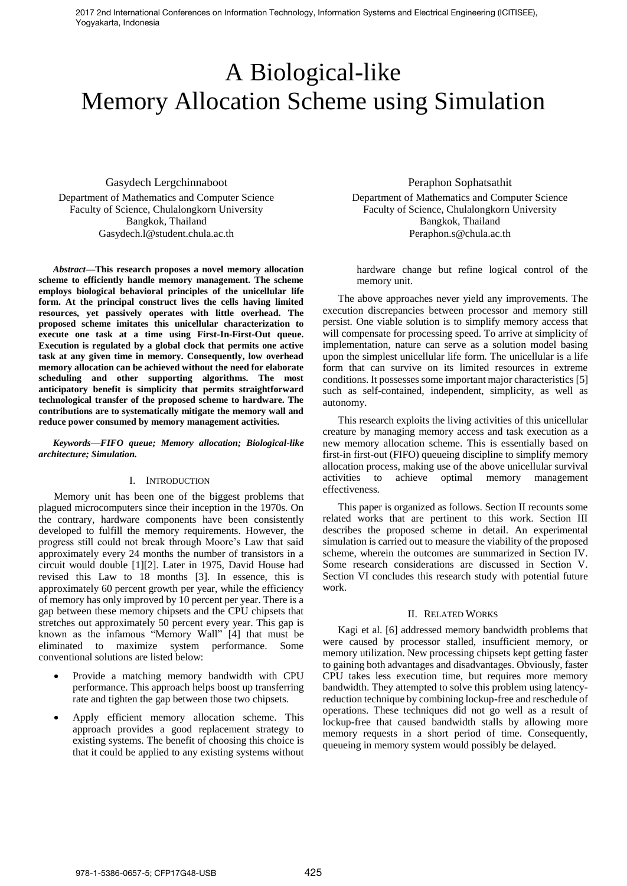# A Biological-like Memory Allocation Scheme using Simulation

Gasydech Lergchinnaboot
Department of Mathematics and Computer Science
Faculty of Science, Chulalongkorn University
Bangkok, Thailand
Gasydech.l@student.chula.ac.th

Peraphon Sophatsathit
Department of Mathematics and Computer Science
Faculty of Science, Chulalongkorn University
Bangkok, Thailand
Peraphon.s@chula.ac.th

***Abstract*—This research proposes a novel memory allocation scheme to efficiently handle memory management. The scheme employs biological behavioral principles of the unicellular life form. At the principal construct lives the cells having limited resources, yet passively operates with little overhead. The proposed scheme imitates this unicellular characterization to execute one task at a time using First-In-First-Out queue. Execution is regulated by a global clock that permits one active task at any given time in memory. Consequently, low overhead memory allocation can be achieved without the need for elaborate scheduling and other supporting algorithms. The most anticipatory benefit is simplicity that permits straightforward technological transfer of the proposed scheme to hardware. The contributions are to systematically mitigate the memory wall and reduce power consumed by memory management activities.**

***Keywords—FIFO queue; Memory allocation; Biological-like architecture; Simulation.***

## I. Introduction

Memory unit has been one of the biggest problems that plagued microcomputers since their inception in the 1970s. On the contrary, hardware components have been consistently developed to fulfill the memory requirements. However, the progress still could not break through Moore's Law that said approximately every 24 months the number of transistors in a circuit would double [1][2]. Later in 1975, David House had revised this Law to 18 months [3]. In essence, this is approximately 60 percent growth per year, while the efficiency of memory has only improved by 10 percent per year. There is a gap between these memory chipsets and the CPU chipsets that stretches out approximately 50 percent every year. This gap is known as the infamous "Memory Wall" [4] that must be eliminated to maximize system performance. Some conventional solutions are listed below:

- Provide a matching memory bandwidth with CPU performance. This approach helps boost up transferring rate and tighten the gap between those two chipsets.
- Apply efficient memory allocation scheme. This approach provides a good replacement strategy to existing systems. The benefit of choosing this choice is that it could be applied to any existing systems without hardware change but refine logical control of the memory unit.

The above approaches never yield any improvements. The execution discrepancies between processor and memory still persist. One viable solution is to simplify memory access that will compensate for processing speed. To arrive at simplicity of implementation, nature can serve as a solution model basing upon the simplest unicellular life form. The unicellular is a life form that can survive on its limited resources in extreme conditions. It possesses some important major characteristics [5] such as self-contained, independent, simplicity, as well as autonomy.

This research exploits the living activities of this unicellular creature by managing memory access and task execution as a new memory allocation scheme. This is essentially based on first-in first-out (FIFO) queueing discipline to simplify memory allocation process, making use of the above unicellular survival activities to achieve optimal memory management effectiveness.

This paper is organized as follows. Section II recounts some related works that are pertinent to this work. Section III describes the proposed scheme in detail. An experimental simulation is carried out to measure the viability of the proposed scheme, wherein the outcomes are summarized in Section IV. Some research considerations are discussed in Section V. Section VI concludes this research study with potential future work.

## II. Related Works

Kagi et al. [6] addressed memory bandwidth problems that were caused by processor stalled, insufficient memory, or memory utilization. New processing chipsets kept getting faster to gaining both advantages and disadvantages. Obviously, faster CPU takes less execution time, but requires more memory bandwidth. They attempted to solve this problem using latency-reduction technique by combining lockup-free and reschedule of operations. These techniques did not go well as a result of lockup-free that caused bandwidth stalls by allowing more memory requests in a short period of time. Consequently, queueing in memory system would possibly be delayed.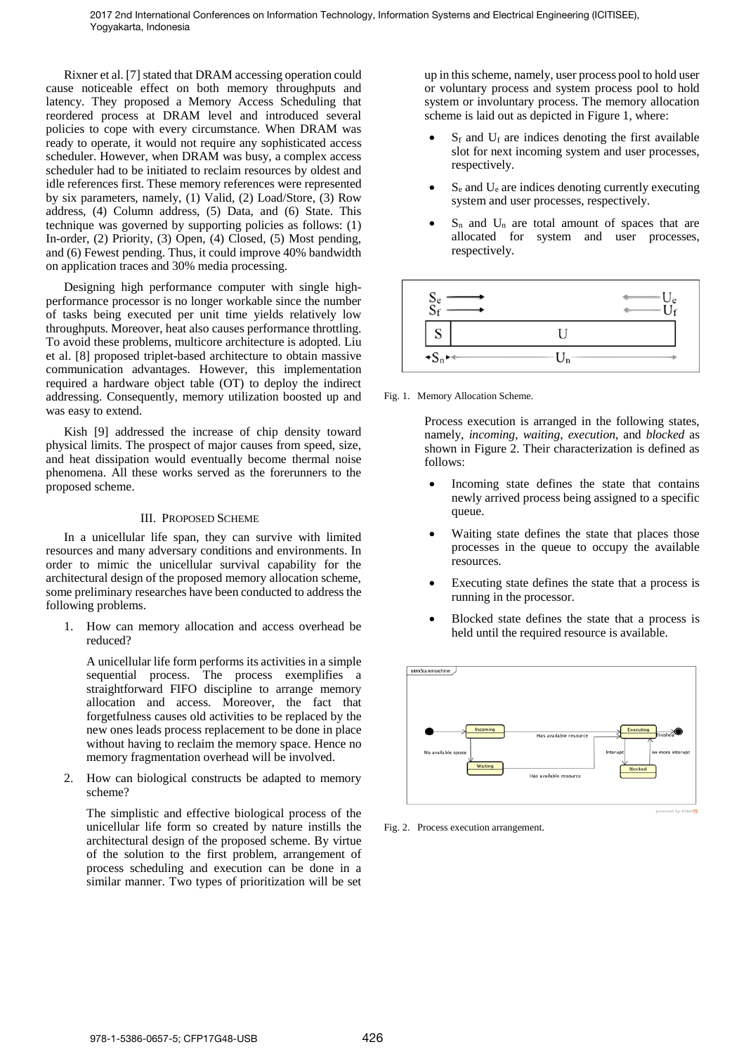Rixner et al. [7] stated that DRAM accessing operation could cause noticeable effect on both memory throughputs and latency. They proposed a Memory Access Scheduling that reordered process at DRAM level and introduced several policies to cope with every circumstance. When DRAM was ready to operate, it would not require any sophisticated access scheduler. However, when DRAM was busy, a complex access scheduler had to be initiated to reclaim resources by oldest and idle references first. These memory references were represented by six parameters, namely, (1) Valid, (2) Load/Store, (3) Row address, (4) Column address, (5) Data, and (6) State. This technique was governed by supporting policies as follows: (1) In-order, (2) Priority, (3) Open, (4) Closed, (5) Most pending, and (6) Fewest pending. Thus, it could improve 40% bandwidth on application traces and 30% media processing.

Designing high performance computer with single high-performance processor is no longer workable since the number of tasks being executed per unit time yields relatively low throughputs. Moreover, heat also causes performance throttling. To avoid these problems, multicore architecture is adopted. Liu et al. [8] proposed triplet-based architecture to obtain massive communication advantages. However, this implementation required a hardware object table (OT) to deploy the indirect addressing. Consequently, memory utilization boosted up and was easy to extend.

Kish [9] addressed the increase of chip density toward physical limits. The prospect of major causes from speed, size, and heat dissipation would eventually become thermal noise phenomena. All these works served as the forerunners to the proposed scheme.

## III. Proposed Scheme

In a unicellular life span, they can survive with limited resources and many adversary conditions and environments. In order to mimic the unicellular survival capability for the architectural design of the proposed memory allocation scheme, some preliminary researches have been conducted to address the following problems.

1. How can memory allocation and access overhead be reduced?

   A unicellular life form performs its activities in a simple sequential process. The process exemplifies a straightforward FIFO discipline to arrange memory allocation and access. Moreover, the fact that forgetfulness causes old activities to be replaced by the new ones leads process replacement to be done in place without having to reclaim the memory space. Hence no memory fragmentation overhead will be involved.

2. How can biological constructs be adapted to memory scheme?

   The simplistic and effective biological process of the unicellular life form so created by nature instills the architectural design of the proposed scheme. By virtue of the solution to the first problem, arrangement of process scheduling and execution can be done in a similar manner. Two types of prioritization will be set up in this scheme, namely, user process pool to hold user or voluntary process and system process pool to hold system or involuntary process. The memory allocation scheme is laid out as depicted in Figure 1, where:

   - $S_f$ and $U_f$ are indices denoting the first available slot for next incoming system and user processes, respectively.
   - $S_e$ and $U_e$ are indices denoting currently executing system and user processes, respectively.
   - $S_n$ and $U_n$ are total amount of spaces that are allocated for system and user processes, respectively.

Fig. 1. Memory Allocation Scheme.

   Process execution is arranged in the following states, namely, *incoming*, *waiting*, *execution*, and *blocked* as shown in Figure 2. Their characterization is defined as follows:

   - Incoming state defines the state that contains newly arrived process being assigned to a specific queue.
   - Waiting state defines the state that places those processes in the queue to occupy the available resources.
   - Executing state defines the state that a process is running in the processor.
   - Blocked state defines the state that a process is held until the required resource is available.

Fig. 2. Process execution arrangement.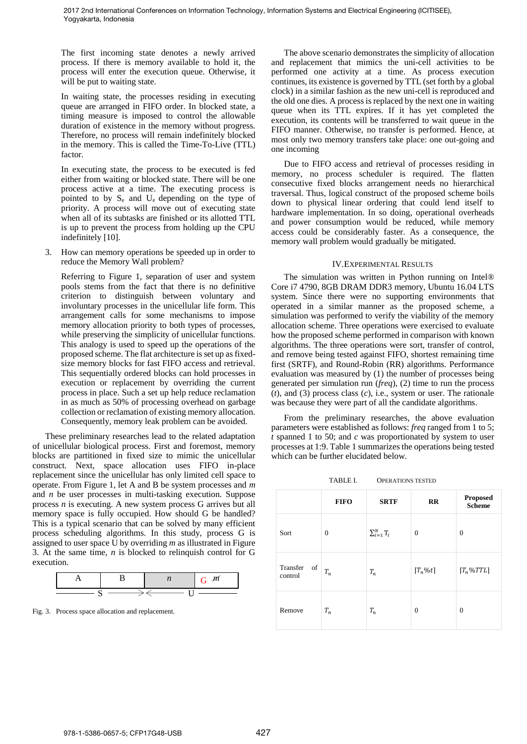The first incoming state denotes a newly arrived process. If there is memory available to hold it, the process will enter the execution queue. Otherwise, it will be put to waiting state.

In waiting state, the processes residing in executing queue are arranged in FIFO order. In blocked state, a timing measure is imposed to control the allowable duration of existence in the memory without progress. Therefore, no process will remain indefinitely blocked in the memory. This is called the Time-To-Live (TTL) factor.

In executing state, the process to be executed is fed either from waiting or blocked state. There will be one process active at a time. The executing process is pointed to by $S_e$ and $U_e$ depending on the type of priority. A process will move out of executing state when all of its subtasks are finished or its allotted TTL is up to prevent the process from holding up the CPU indefinitely [10].

3. How can memory operations be speeded up in order to reduce the Memory Wall problem?

   Referring to Figure 1, separation of user and system pools stems from the fact that there is no definitive criterion to distinguish between voluntary and involuntary processes in the unicellular life form. This arrangement calls for some mechanisms to impose memory allocation priority to both types of processes, while preserving the simplicity of unicellular functions. This analogy is used to speed up the operations of the proposed scheme. The flat architecture is set up as fixed-size memory blocks for fast FIFO access and retrieval. This sequentially ordered blocks can hold processes in execution or replacement by overriding the current process in place. Such a set up help reduce reclamation in as much as 50% of processing overhead on garbage collection or reclamation of existing memory allocation. Consequently, memory leak problem can be avoided.

These preliminary researches lead to the related adaptation of unicellular biological process. First and foremost, memory blocks are partitioned in fixed size to mimic the unicellular construct. Next, space allocation uses FIFO in-place replacement since the unicellular has only limited cell space to operate. From Figure 1, let A and B be system processes and *m* and *n* be user processes in multi-tasking execution. Suppose process *n* is executing. A new system process G arrives but all memory space is fully occupied. How should G be handled? This is a typical scenario that can be solved by many efficient process scheduling algorithms. In this study, process G is assigned to user space U by overriding *m* as illustrated in Figure 3. At the same time, *n* is blocked to relinquish control for G execution.

| A | B | *n* | G ~~*m*~~ |
|---|---|---|---|
| S | | U | |

Fig. 3. Process space allocation and replacement.

The above scenario demonstrates the simplicity of allocation and replacement that mimics the uni-cell activities to be performed one activity at a time. As process execution continues, its existence is governed by TTL (set forth by a global clock) in a similar fashion as the new uni-cell is reproduced and the old one dies. A process is replaced by the next one in waiting queue when its TTL expires. If it has yet completed the execution, its contents will be transferred to wait queue in the FIFO manner. Otherwise, no transfer is performed. Hence, at most only two memory transfers take place: one out-going and one incoming

Due to FIFO access and retrieval of processes residing in memory, no process scheduler is required. The flatten consecutive fixed blocks arrangement needs no hierarchical traversal. Thus, logical construct of the proposed scheme boils down to physical linear ordering that could lend itself to hardware implementation. In so doing, operational overheads and power consumption would be reduced, while memory access could be considerably faster. As a consequence, the memory wall problem would gradually be mitigated.

## IV. Experimental Results

The simulation was written in Python running on Intel® Core i7 4790, 8GB DRAM DDR3 memory, Ubuntu 16.04 LTS system. Since there were no supporting environments that operated in a similar manner as the proposed scheme, a simulation was performed to verify the viability of the memory allocation scheme. Three operations were exercised to evaluate how the proposed scheme performed in comparison with known algorithms. The three operations were sort, transfer of control, and remove being tested against FIFO, shortest remaining time first (SRTF), and Round-Robin (RR) algorithms. Performance evaluation was measured by (1) the number of processes being generated per simulation run (*freq*), (2) time to run the process (*t*), and (3) process class (*c*), i.e., system or user. The rationale was because they were part of all the candidate algorithms.

From the preliminary researches, the above evaluation parameters were established as follows: *freq* ranged from 1 to 5; *t* spanned 1 to 50; and *c* was proportionated by system to user processes at 1:9. Table 1 summarizes the operations being tested which can be further elucidated below.

TABLE I. Operations Tested

| | **FIFO** | **SRTF** | **RR** | **Proposed Scheme** |
|---|---|---|---|---|
| Sort | 0 | $\sum_{i=1}^{N} T_i$ | 0 | 0 |
| Transfer of control | $T_n$ | $T_n$ | $\lceil T_n \% t \rceil$ | $\lceil T_n \% TTL \rceil$ |
| Remove | $T_n$ | $T_n$ | 0 | 0 |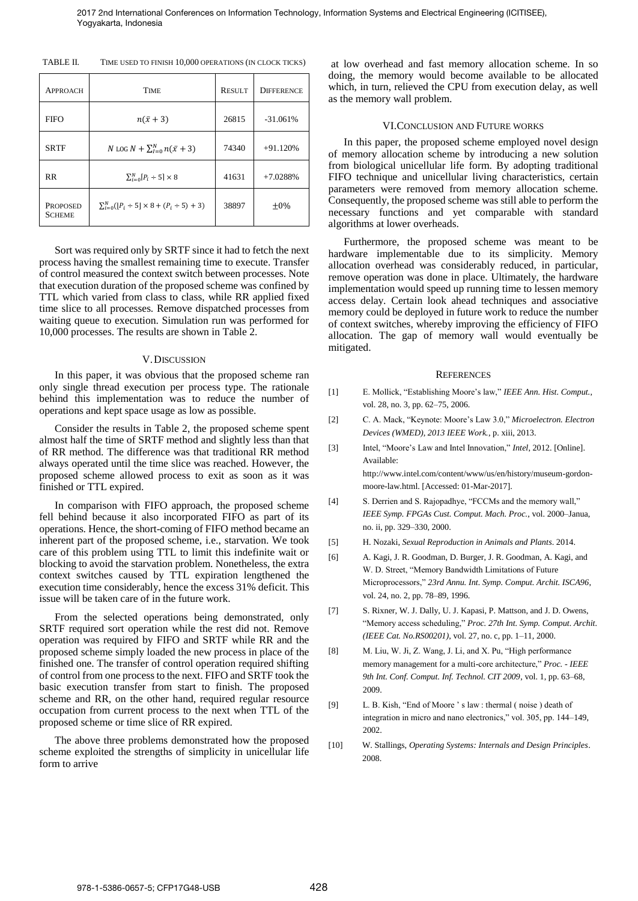TABLE II. TIME USED TO FINISH 10,000 OPERATIONS (IN CLOCK TICKS)

| APPROACH | TIME | RESULT | DIFFERENCE |
|---|---|---|---|
| FIFO | $n(\bar{x}+3)$ | 26815 | -31.061% |
| SRTF | $N \log N + \sum_{i=0}^{N} n(\bar{x}+3)$ | 74340 | +91.120% |
| RR | $\sum_{i=0}^{N} \lceil P_i \div 5 \rceil \times 8$ | 41631 | +7.0288% |
| PROPOSED SCHEME | $\sum_{i=0}^{N} (\lceil P_i \div 5 \rceil \times 8 + (P_i \div 5) + 3)$ | 38897 | ±0% |

Sort was required only by SRTF since it had to fetch the next process having the smallest remaining time to execute. Transfer of control measured the context switch between processes. Note that execution duration of the proposed scheme was confined by TTL which varied from class to class, while RR applied fixed time slice to all processes. Remove dispatched processes from waiting queue to execution. Simulation run was performed for 10,000 processes. The results are shown in Table 2.

## V. DISCUSSION

In this paper, it was obvious that the proposed scheme ran only single thread execution per process type. The rationale behind this implementation was to reduce the number of operations and kept space usage as low as possible.

Consider the results in Table 2, the proposed scheme spent almost half the time of SRTF method and slightly less than that of RR method. The difference was that traditional RR method always operated until the time slice was reached. However, the proposed scheme allowed process to exit as soon as it was finished or TTL expired.

In comparison with FIFO approach, the proposed scheme fell behind because it also incorporated FIFO as part of its operations. Hence, the short-coming of FIFO method became an inherent part of the proposed scheme, i.e., starvation. We took care of this problem using TTL to limit this indefinite wait or blocking to avoid the starvation problem. Nonetheless, the extra context switches caused by TTL expiration lengthened the execution time considerably, hence the excess 31% deficit. This issue will be taken care of in the future work.

From the selected operations being demonstrated, only SRTF required sort operation while the rest did not. Remove operation was required by FIFO and SRTF while RR and the proposed scheme simply loaded the new process in place of the finished one. The transfer of control operation required shifting of control from one process to the next. FIFO and SRTF took the basic execution transfer from start to finish. The proposed scheme and RR, on the other hand, required regular resource occupation from current process to the next when TTL of the proposed scheme or time slice of RR expired.

The above three problems demonstrated how the proposed scheme exploited the strengths of simplicity in unicellular life form to arrive at low overhead and fast memory allocation scheme. In so doing, the memory would become available to be allocated which, in turn, relieved the CPU from execution delay, as well as the memory wall problem.

## VI. CONCLUSION AND FUTURE WORKS

In this paper, the proposed scheme employed novel design of memory allocation scheme by introducing a new solution from biological unicellular life form. By adopting traditional FIFO technique and unicellular living characteristics, certain parameters were removed from memory allocation scheme. Consequently, the proposed scheme was still able to perform the necessary functions and yet comparable with standard algorithms at lower overheads.

Furthermore, the proposed scheme was meant to be hardware implementable due to its simplicity. Memory allocation overhead was considerably reduced, in particular, remove operation was done in place. Ultimately, the hardware implementation would speed up running time to lessen memory access delay. Certain look ahead techniques and associative memory could be deployed in future work to reduce the number of context switches, whereby improving the efficiency of FIFO allocation. The gap of memory wall would eventually be mitigated.

## REFERENCES

[1] E. Mollick, "Establishing Moore's law," *IEEE Ann. Hist. Comput.*, vol. 28, no. 3, pp. 62–75, 2006.

[2] C. A. Mack, "Keynote: Moore's Law 3.0," *Microelectron. Electron Devices (WMED), 2013 IEEE Work.*, p. xiii, 2013.

[3] Intel, "Moore's Law and Intel Innovation," *Intel*, 2012. [Online]. Available: http://www.intel.com/content/www/us/en/history/museum-gordon-moore-law.html. [Accessed: 01-Mar-2017].

[4] S. Derrien and S. Rajopadhye, "FCCMs and the memory wall," *IEEE Symp. FPGAs Cust. Comput. Mach. Proc.*, vol. 2000–Janua, no. ii, pp. 329–330, 2000.

[5] H. Nozaki, *Sexual Reproduction in Animals and Plants*. 2014.

[6] A. Kagi, J. R. Goodman, D. Burger, J. R. Goodman, A. Kagi, and W. D. Street, "Memory Bandwidth Limitations of Future Microprocessors," *23rd Annu. Int. Symp. Comput. Archit. ISCA96*, vol. 24, no. 2, pp. 78–89, 1996.

[7] S. Rixner, W. J. Dally, U. J. Kapasi, P. Mattson, and J. D. Owens, "Memory access scheduling," *Proc. 27th Int. Symp. Comput. Archit. (IEEE Cat. No.RS00201)*, vol. 27, no. c, pp. 1–11, 2000.

[8] M. Liu, W. Ji, Z. Wang, J. Li, and X. Pu, "High performance memory management for a multi-core architecture," *Proc. - IEEE 9th Int. Conf. Comput. Inf. Technol. CIT 2009*, vol. 1, pp. 63–68, 2009.

[9] L. B. Kish, "End of Moore ' s law : thermal ( noise ) death of integration in micro and nano electronics," vol. 305, pp. 144–149, 2002.

[10] W. Stallings, *Operating Systems: Internals and Design Principles*. 2008.